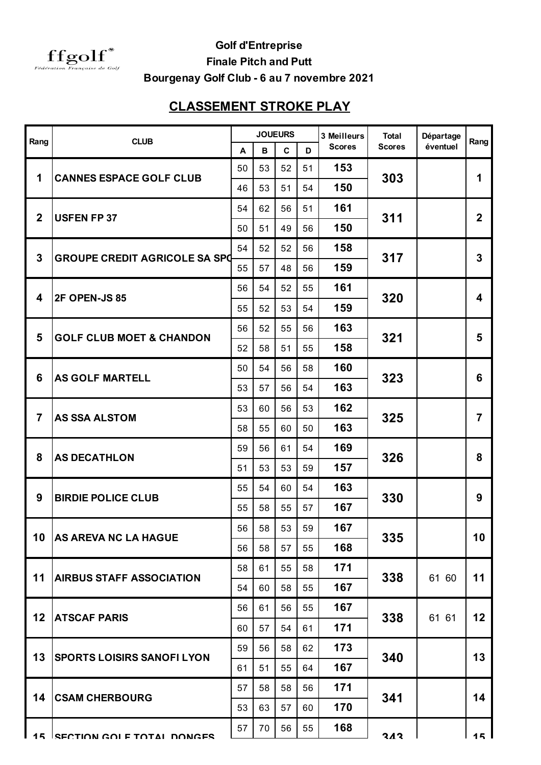ffgolf
Fédération Française de Golf

**Golf d'Entreprise**

**Finale Pitch and Putt**

**Bourgenay Golf Club - 6 au 7 novembre 2021**

## CLASSEMENT STROKE PLAY

| Rang | CLUB | JOUEURS | | | | 3 Meilleurs Scores | Total Scores | Départage éventuel | Rang |
|---|---|---|---|---|---|---|---|---|---|
| | | A | B | C | D | | | | |
| 1 | CANNES ESPACE GOLF CLUB | 50 | 53 | 52 | 51 | 153 | 303 | | 1 |
| | | 46 | 53 | 51 | 54 | 150 | | | |
| 2 | USFEN FP 37 | 54 | 62 | 56 | 51 | 161 | 311 | | 2 |
| | | 50 | 51 | 49 | 56 | 150 | | | |
| 3 | GROUPE CREDIT AGRICOLE SA SPC | 54 | 52 | 52 | 56 | 158 | 317 | | 3 |
| | | 55 | 57 | 48 | 56 | 159 | | | |
| 4 | 2F OPEN-JS 85 | 56 | 54 | 52 | 55 | 161 | 320 | | 4 |
| | | 55 | 52 | 53 | 54 | 159 | | | |
| 5 | GOLF CLUB MOET & CHANDON | 56 | 52 | 55 | 56 | 163 | 321 | | 5 |
| | | 52 | 58 | 51 | 55 | 158 | | | |
| 6 | AS GOLF MARTELL | 50 | 54 | 56 | 58 | 160 | 323 | | 6 |
| | | 53 | 57 | 56 | 54 | 163 | | | |
| 7 | AS SSA ALSTOM | 53 | 60 | 56 | 53 | 162 | 325 | | 7 |
| | | 58 | 55 | 60 | 50 | 163 | | | |
| 8 | AS DECATHLON | 59 | 56 | 61 | 54 | 169 | 326 | | 8 |
| | | 51 | 53 | 53 | 59 | 157 | | | |
| 9 | BIRDIE POLICE CLUB | 55 | 54 | 60 | 54 | 163 | 330 | | 9 |
| | | 55 | 58 | 55 | 57 | 167 | | | |
| 10 | AS AREVA NC LA HAGUE | 56 | 58 | 53 | 59 | 167 | 335 | | 10 |
| | | 56 | 58 | 57 | 55 | 168 | | | |
| 11 | AIRBUS STAFF ASSOCIATION | 58 | 61 | 55 | 58 | 171 | 338 | 61 60 | 11 |
| | | 54 | 60 | 58 | 55 | 167 | | | |
| 12 | ATSCAF PARIS | 56 | 61 | 56 | 55 | 167 | 338 | 61 61 | 12 |
| | | 60 | 57 | 54 | 61 | 171 | | | |
| 13 | SPORTS LOISIRS SANOFI LYON | 59 | 56 | 58 | 62 | 173 | 340 | | 13 |
| | | 61 | 51 | 55 | 64 | 167 | | | |
| 14 | CSAM CHERBOURG | 57 | 58 | 58 | 56 | 171 | 341 | | 14 |
| | | 53 | 63 | 57 | 60 | 170 | | | |
| 15 | SECTION GOLF TOTAL DONGES | 57 | 70 | 56 | 55 | 168 | 343 | | 15 |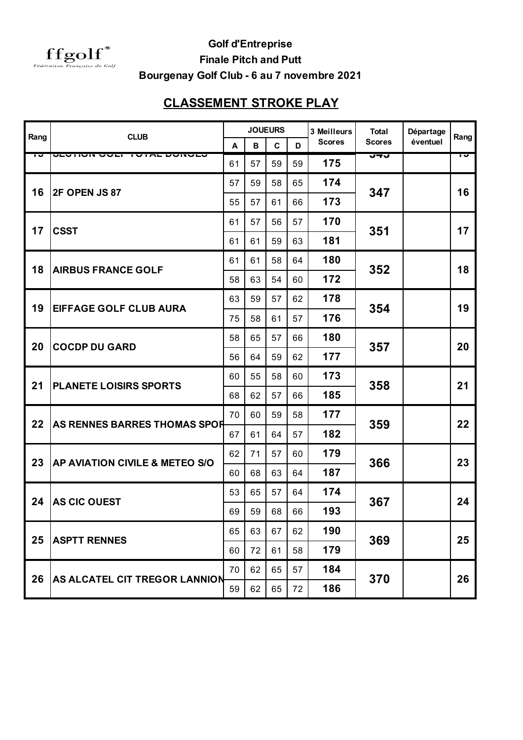**Golf d'Entreprise**

**Finale Pitch and Putt**

**Bourgenay Golf Club - 6 au 7 novembre 2021**

## CLASSEMENT STROKE PLAY

| Rang | CLUB | JOUEURS | | | | 3 Meilleurs Scores | Total Scores | Départage éventuel | Rang |
|---|---|---|---|---|---|---|---|---|---|
| | | A | B | C | D | | | | |
| 15 | SECTION GOLF TOTAL DONGES | | | | | | 345 | | 15 |
| | | 61 | 57 | 59 | 59 | 175 | | | |
| 16 | 2F OPEN JS 87 | 57 | 59 | 58 | 65 | 174 | 347 | | 16 |
| | | 55 | 57 | 61 | 66 | 173 | | | |
| 17 | CSST | 61 | 57 | 56 | 57 | 170 | 351 | | 17 |
| | | 61 | 61 | 59 | 63 | 181 | | | |
| 18 | AIRBUS FRANCE GOLF | 61 | 61 | 58 | 64 | 180 | 352 | | 18 |
| | | 58 | 63 | 54 | 60 | 172 | | | |
| 19 | EIFFAGE GOLF CLUB AURA | 63 | 59 | 57 | 62 | 178 | 354 | | 19 |
| | | 75 | 58 | 61 | 57 | 176 | | | |
| 20 | COCDP DU GARD | 58 | 65 | 57 | 66 | 180 | 357 | | 20 |
| | | 56 | 64 | 59 | 62 | 177 | | | |
| 21 | PLANETE LOISIRS SPORTS | 60 | 55 | 58 | 60 | 173 | 358 | | 21 |
| | | 68 | 62 | 57 | 66 | 185 | | | |
| 22 | AS RENNES BARRES THOMAS SPOR | 70 | 60 | 59 | 58 | 177 | 359 | | 22 |
| | | 67 | 61 | 64 | 57 | 182 | | | |
| 23 | AP AVIATION CIVILE & METEO S/O | 62 | 71 | 57 | 60 | 179 | 366 | | 23 |
| | | 60 | 68 | 63 | 64 | 187 | | | |
| 24 | AS CIC OUEST | 53 | 65 | 57 | 64 | 174 | 367 | | 24 |
| | | 69 | 59 | 68 | 66 | 193 | | | |
| 25 | ASPTT RENNES | 65 | 63 | 67 | 62 | 190 | 369 | | 25 |
| | | 60 | 72 | 61 | 58 | 179 | | | |
| 26 | AS ALCATEL CIT TREGOR LANNION | 70 | 62 | 65 | 57 | 184 | 370 | | 26 |
| | | 59 | 62 | 65 | 72 | 186 | | | |